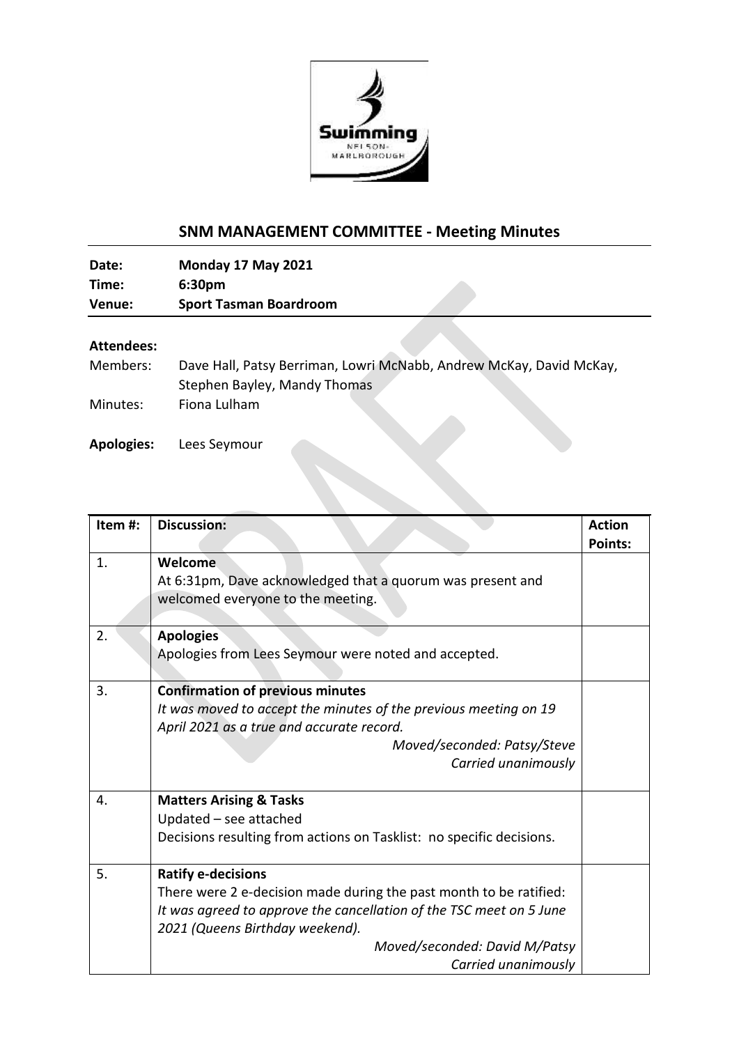## SNM MANAGEMENT COMMITTEE - Meeting Minutes

**Date:** **Monday 17 May 2021**
**Time:** **6:30pm**
**Venue:** **Sport Tasman Boardroom**

**Attendees:**

Members: Dave Hall, Patsy Berriman, Lowri McNabb, Andrew McKay, David McKay, Stephen Bayley, Mandy Thomas

Minutes: Fiona Lulham

**Apologies:** Lees Seymour

| Item #: | Discussion: | Action Points: |
|---|---|---|
| 1. | **Welcome**<br>At 6:31pm, Dave acknowledged that a quorum was present and welcomed everyone to the meeting. | |
| 2. | **Apologies**<br>Apologies from Lees Seymour were noted and accepted. | |
| 3. | **Confirmation of previous minutes**<br>*It was moved to accept the minutes of the previous meeting on 19 April 2021 as a true and accurate record.*<br>*Moved/seconded: Patsy/Steve*<br>*Carried unanimously* | |
| 4. | **Matters Arising & Tasks**<br>Updated – see attached<br>Decisions resulting from actions on Tasklist: no specific decisions. | |
| 5. | **Ratify e-decisions**<br>There were 2 e-decision made during the past month to be ratified:<br>*It was agreed to approve the cancellation of the TSC meet on 5 June 2021 (Queens Birthday weekend).*<br>*Moved/seconded: David M/Patsy*<br>*Carried unanimously* | |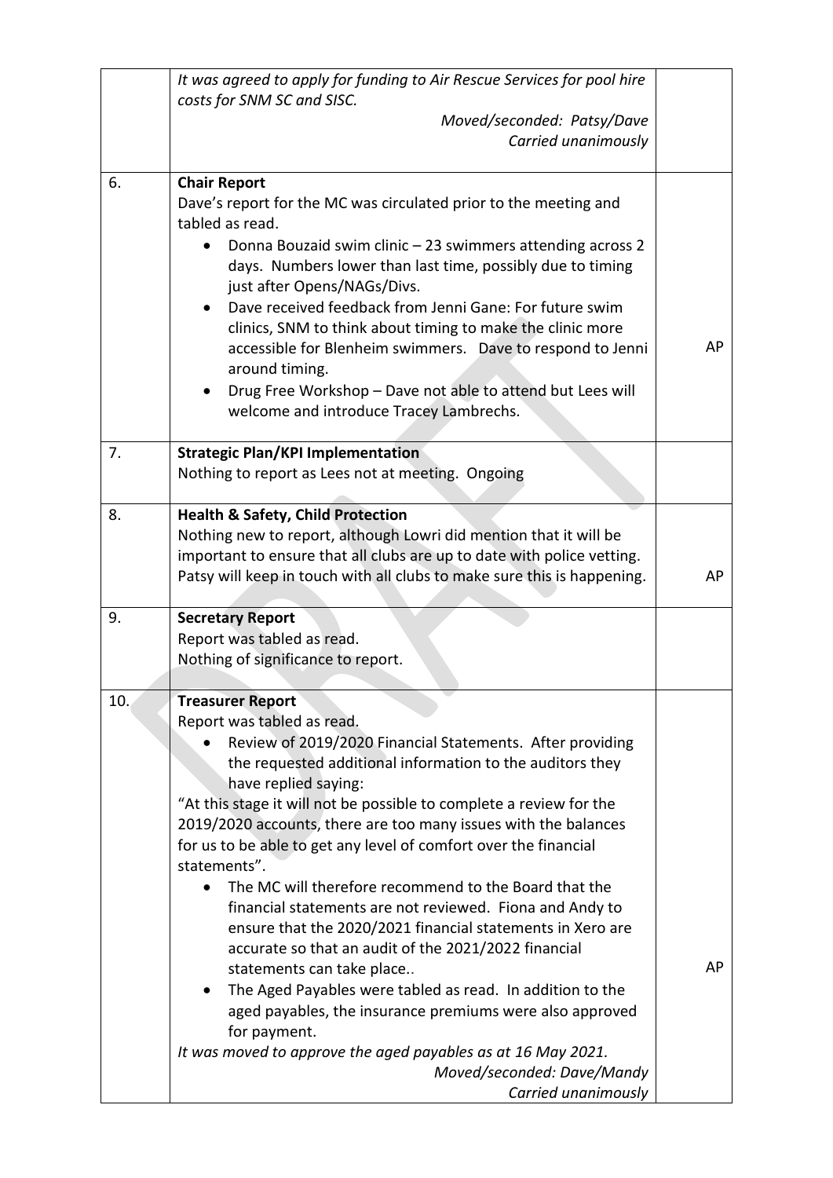| | | |
|---|---|---|
| | *It was agreed to apply for funding to Air Rescue Services for pool hire costs for SNM SC and SISC.*<br>*Moved/seconded: Patsy/Dave*<br>*Carried unanimously* | |
| 6. | **Chair Report**<br>Dave's report for the MC was circulated prior to the meeting and tabled as read.<br>• Donna Bouzaid swim clinic – 23 swimmers attending across 2 days. Numbers lower than last time, possibly due to timing just after Opens/NAGs/Divs.<br>• Dave received feedback from Jenni Gane: For future swim clinics, SNM to think about timing to make the clinic more accessible for Blenheim swimmers. Dave to respond to Jenni around timing.<br>• Drug Free Workshop – Dave not able to attend but Lees will welcome and introduce Tracey Lambrechs. | AP |
| 7. | **Strategic Plan/KPI Implementation**<br>Nothing to report as Lees not at meeting. Ongoing | |
| 8. | **Health & Safety, Child Protection**<br>Nothing new to report, although Lowri did mention that it will be important to ensure that all clubs are up to date with police vetting. Patsy will keep in touch with all clubs to make sure this is happening. | AP |
| 9. | **Secretary Report**<br>Report was tabled as read.<br>Nothing of significance to report. | |
| 10. | **Treasurer Report**<br>Report was tabled as read.<br>• Review of 2019/2020 Financial Statements. After providing the requested additional information to the auditors they have replied saying:<br>"At this stage it will not be possible to complete a review for the 2019/2020 accounts, there are too many issues with the balances for us to be able to get any level of comfort over the financial statements".<br>• The MC will therefore recommend to the Board that the financial statements are not reviewed. Fiona and Andy to ensure that the 2020/2021 financial statements in Xero are accurate so that an audit of the 2021/2022 financial statements can take place..<br>• The Aged Payables were tabled as read. In addition to the aged payables, the insurance premiums were also approved for payment.<br>*It was moved to approve the aged payables as at 16 May 2021.*<br>*Moved/seconded: Dave/Mandy*<br>*Carried unanimously* | AP |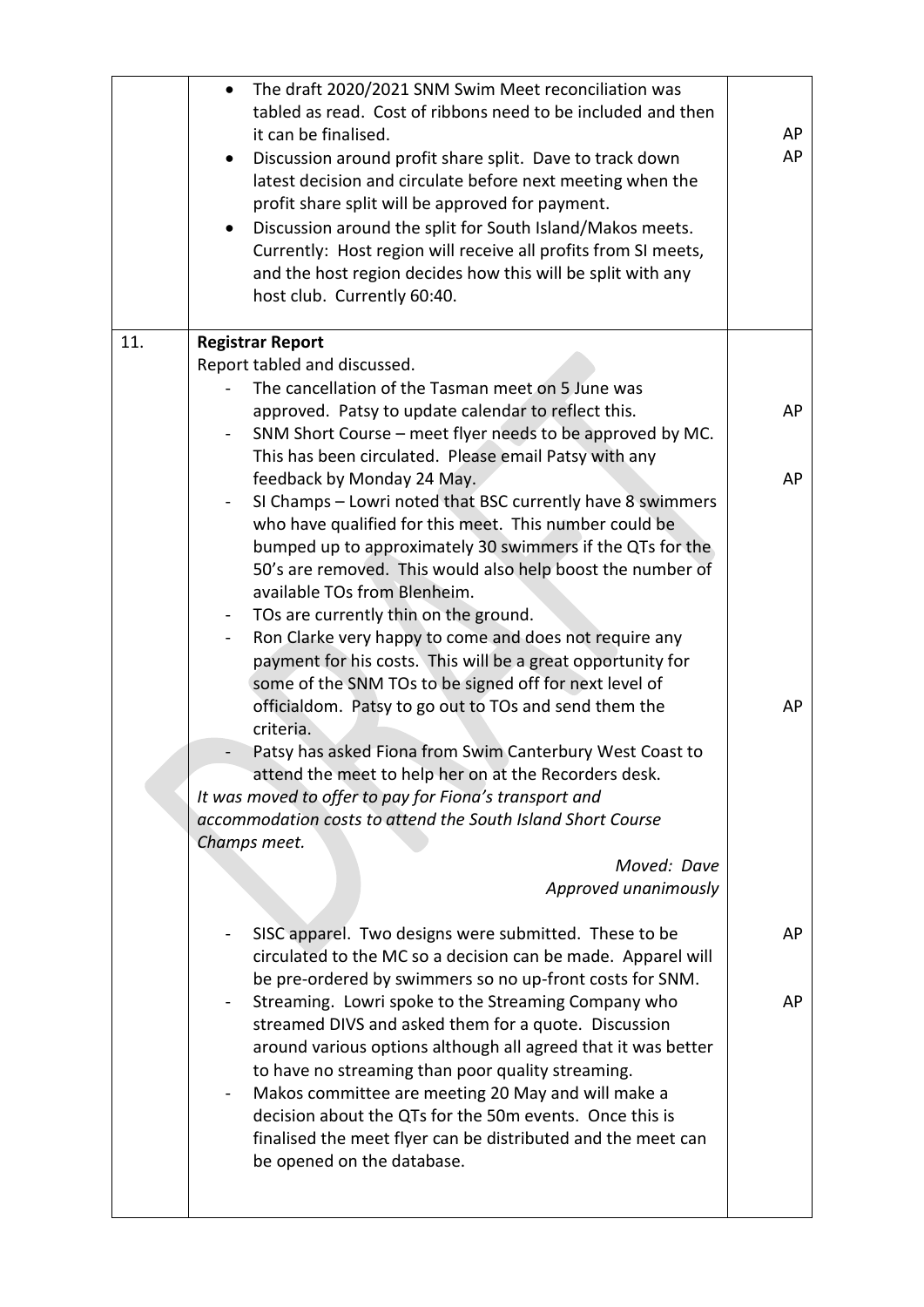| | | |
|---|---|---|
| | • The draft 2020/2021 SNM Swim Meet reconciliation was tabled as read. Cost of ribbons need to be included and then it can be finalised.<br>• Discussion around profit share split. Dave to track down latest decision and circulate before next meeting when the profit share split will be approved for payment.<br>• Discussion around the split for South Island/Makos meets. Currently: Host region will receive all profits from SI meets, and the host region decides how this will be split with any host club. Currently 60:40. | AP<br>AP |
| 11. | **Registrar Report**<br>Report tabled and discussed.<br>- The cancellation of the Tasman meet on 5 June was approved. Patsy to update calendar to reflect this.<br>- SNM Short Course – meet flyer needs to be approved by MC. This has been circulated. Please email Patsy with any feedback by Monday 24 May.<br>- SI Champs – Lowri noted that BSC currently have 8 swimmers who have qualified for this meet. This number could be bumped up to approximately 30 swimmers if the QTs for the 50's are removed. This would also help boost the number of available TOs from Blenheim.<br>- TOs are currently thin on the ground.<br>- Ron Clarke very happy to come and does not require any payment for his costs. This will be a great opportunity for some of the SNM TOs to be signed off for next level of officialdom. Patsy to go out to TOs and send them the criteria.<br>- Patsy has asked Fiona from Swim Canterbury West Coast to attend the meet to help her on at the Recorders desk.<br>*It was moved to offer to pay for Fiona's transport and accommodation costs to attend the South Island Short Course Champs meet.*<br>*Moved: Dave*<br>*Approved unanimously*<br>- SISC apparel. Two designs were submitted. These to be circulated to the MC so a decision can be made. Apparel will be pre-ordered by swimmers so no up-front costs for SNM.<br>- Streaming. Lowri spoke to the Streaming Company who streamed DIVS and asked them for a quote. Discussion around various options although all agreed that it was better to have no streaming than poor quality streaming.<br>- Makos committee are meeting 20 May and will make a decision about the QTs for the 50m events. Once this is finalised the meet flyer can be distributed and the meet can be opened on the database. | AP<br>AP<br>AP<br>AP<br>AP |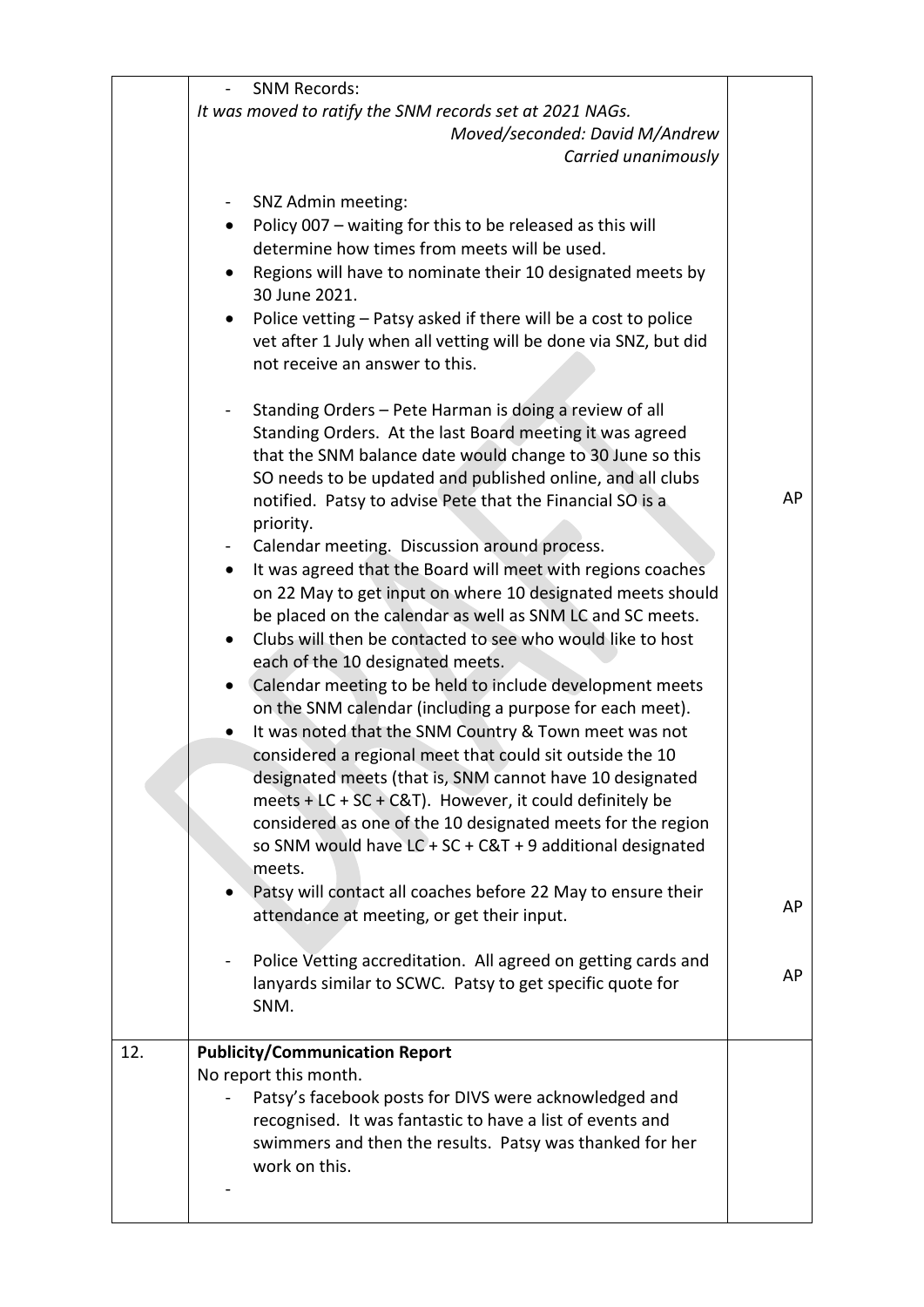| | | |
|---|---|---|
| | - SNM Records:<br>*It was moved to ratify the SNM records set at 2021 NAGs.*<br>*Moved/seconded: David M/Andrew*<br>*Carried unanimously*<br><br>- SNZ Admin meeting:<br>• Policy 007 – waiting for this to be released as this will determine how times from meets will be used.<br>• Regions will have to nominate their 10 designated meets by 30 June 2021.<br>• Police vetting – Patsy asked if there will be a cost to police vet after 1 July when all vetting will be done via SNZ, but did not receive an answer to this.<br><br>- Standing Orders – Pete Harman is doing a review of all Standing Orders. At the last Board meeting it was agreed that the SNM balance date would change to 30 June so this SO needs to be updated and published online, and all clubs notified. Patsy to advise Pete that the Financial SO is a priority.<br>- Calendar meeting. Discussion around process.<br>• It was agreed that the Board will meet with regions coaches on 22 May to get input on where 10 designated meets should be placed on the calendar as well as SNM LC and SC meets.<br>• Clubs will then be contacted to see who would like to host each of the 10 designated meets.<br>• Calendar meeting to be held to include development meets on the SNM calendar (including a purpose for each meet).<br>• It was noted that the SNM Country & Town meet was not considered a regional meet that could sit outside the 10 designated meets (that is, SNM cannot have 10 designated meets + LC + SC + C&T). However, it could definitely be considered as one of the 10 designated meets for the region so SNM would have LC + SC + C&T + 9 additional designated meets.<br>• Patsy will contact all coaches before 22 May to ensure their attendance at meeting, or get their input.<br><br>- Police Vetting accreditation. All agreed on getting cards and lanyards similar to SCWC. Patsy to get specific quote for SNM. | AP<br><br>AP<br><br>AP |
| 12. | **Publicity/Communication Report**<br>No report this month.<br>- Patsy's facebook posts for DIVS were acknowledged and recognised. It was fantastic to have a list of events and swimmers and then the results. Patsy was thanked for her work on this.<br>- | |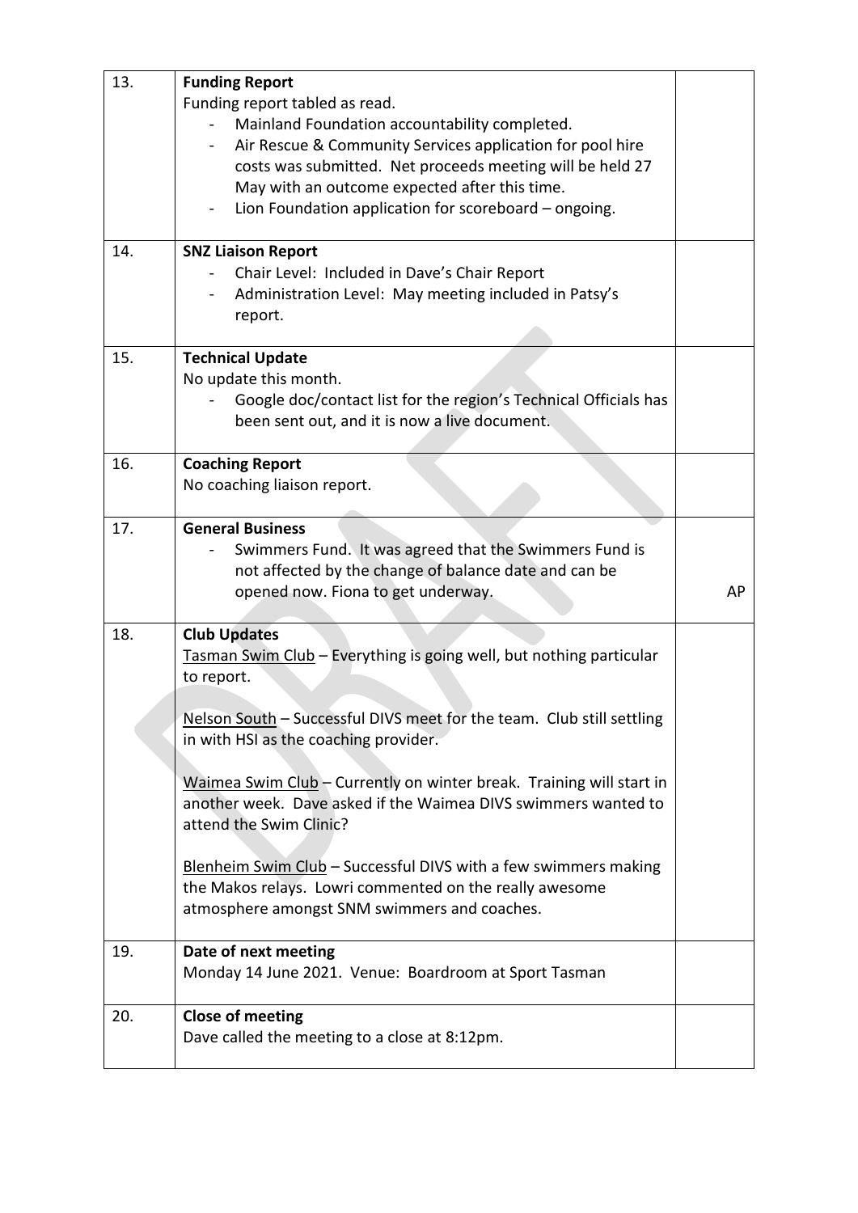| | | |
|---|---|---|
| 13. | **Funding Report**<br>Funding report tabled as read.<br>- Mainland Foundation accountability completed.<br>- Air Rescue & Community Services application for pool hire costs was submitted. Net proceeds meeting will be held 27 May with an outcome expected after this time.<br>- Lion Foundation application for scoreboard – ongoing. | |
| 14. | **SNZ Liaison Report**<br>- Chair Level: Included in Dave's Chair Report<br>- Administration Level: May meeting included in Patsy's report. | |
| 15. | **Technical Update**<br>No update this month.<br>- Google doc/contact list for the region's Technical Officials has been sent out, and it is now a live document. | |
| 16. | **Coaching Report**<br>No coaching liaison report. | |
| 17. | **General Business**<br>- Swimmers Fund. It was agreed that the Swimmers Fund is not affected by the change of balance date and can be opened now. Fiona to get underway. | AP |
| 18. | **Club Updates**<br>Tasman Swim Club – Everything is going well, but nothing particular to report.<br><br>Nelson South – Successful DIVS meet for the team. Club still settling in with HSI as the coaching provider.<br><br>Waimea Swim Club – Currently on winter break. Training will start in another week. Dave asked if the Waimea DIVS swimmers wanted to attend the Swim Clinic?<br><br>Blenheim Swim Club – Successful DIVS with a few swimmers making the Makos relays. Lowri commented on the really awesome atmosphere amongst SNM swimmers and coaches. | |
| 19. | **Date of next meeting**<br>Monday 14 June 2021. Venue: Boardroom at Sport Tasman | |
| 20. | **Close of meeting**<br>Dave called the meeting to a close at 8:12pm. | |